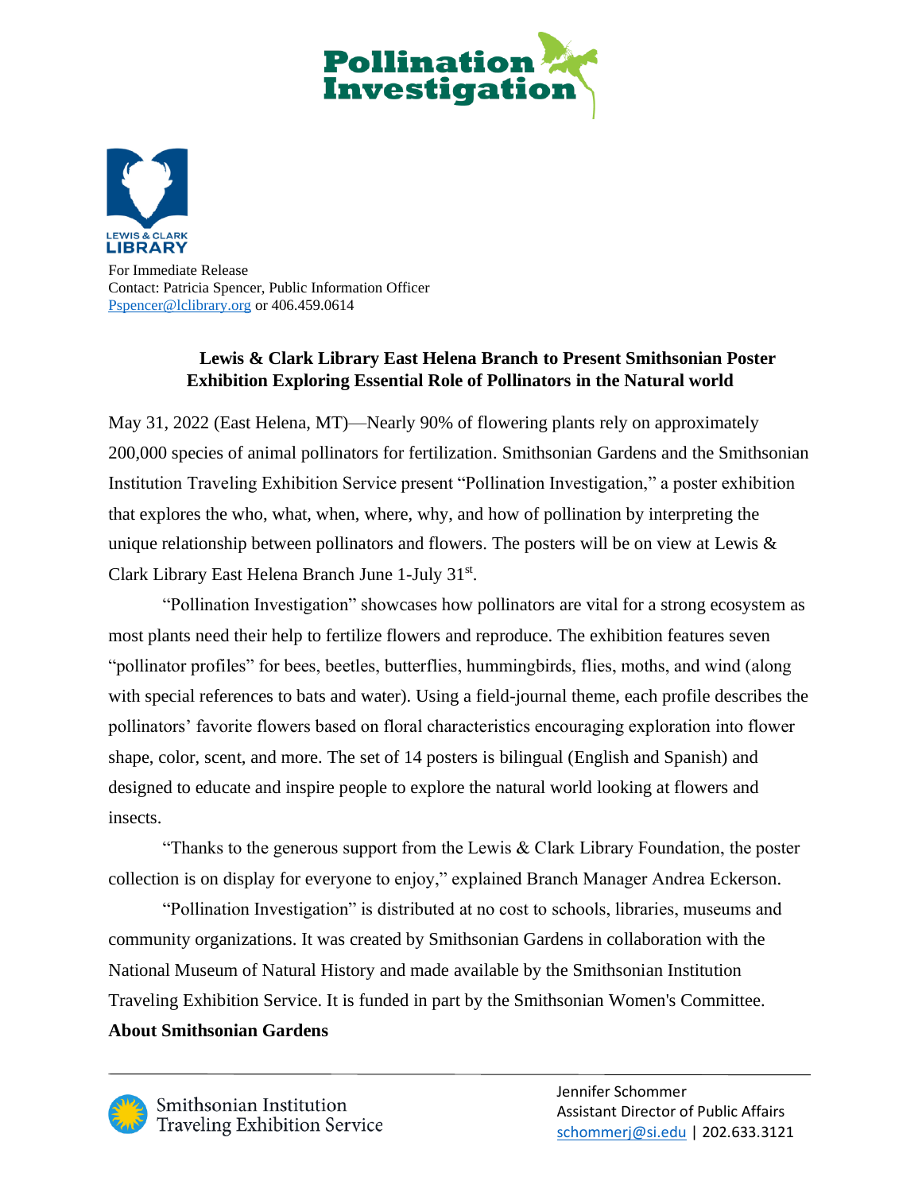For Immediate Release
Contact: Patricia Spencer, Public Information Officer
Pspencer@lclibrary.org or 406.459.0614

## Lewis & Clark Library East Helena Branch to Present Smithsonian Poster Exhibition Exploring Essential Role of Pollinators in the Natural world

May 31, 2022 (East Helena, MT)—Nearly 90% of flowering plants rely on approximately 200,000 species of animal pollinators for fertilization. Smithsonian Gardens and the Smithsonian Institution Traveling Exhibition Service present "Pollination Investigation," a poster exhibition that explores the who, what, when, where, why, and how of pollination by interpreting the unique relationship between pollinators and flowers. The posters will be on view at Lewis & Clark Library East Helena Branch June 1-July 31st.

"Pollination Investigation" showcases how pollinators are vital for a strong ecosystem as most plants need their help to fertilize flowers and reproduce. The exhibition features seven "pollinator profiles" for bees, beetles, butterflies, hummingbirds, flies, moths, and wind (along with special references to bats and water). Using a field-journal theme, each profile describes the pollinators' favorite flowers based on floral characteristics encouraging exploration into flower shape, color, scent, and more. The set of 14 posters is bilingual (English and Spanish) and designed to educate and inspire people to explore the natural world looking at flowers and insects.

"Thanks to the generous support from the Lewis & Clark Library Foundation, the poster collection is on display for everyone to enjoy," explained Branch Manager Andrea Eckerson.

"Pollination Investigation" is distributed at no cost to schools, libraries, museums and community organizations. It was created by Smithsonian Gardens in collaboration with the National Museum of Natural History and made available by the Smithsonian Institution Traveling Exhibition Service. It is funded in part by the Smithsonian Women's Committee.

**About Smithsonian Gardens**

Smithsonian Institution Traveling Exhibition Service

Jennifer Schommer
Assistant Director of Public Affairs
schommerj@si.edu | 202.633.3121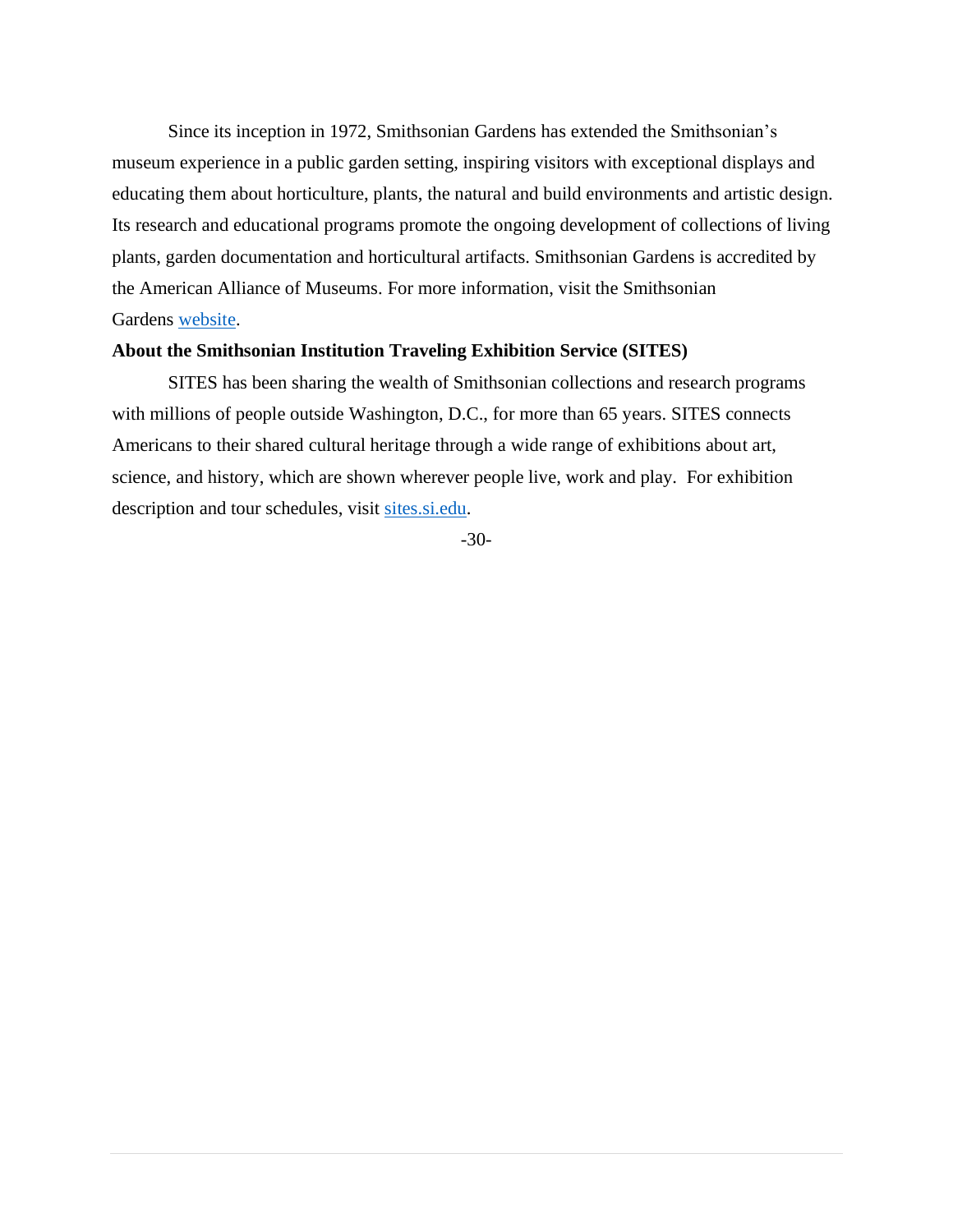Since its inception in 1972, Smithsonian Gardens has extended the Smithsonian's museum experience in a public garden setting, inspiring visitors with exceptional displays and educating them about horticulture, plants, the natural and build environments and artistic design. Its research and educational programs promote the ongoing development of collections of living plants, garden documentation and horticultural artifacts. Smithsonian Gardens is accredited by the American Alliance of Museums. For more information, visit the Smithsonian Gardens [website](website).

**About the Smithsonian Institution Traveling Exhibition Service (SITES)**

SITES has been sharing the wealth of Smithsonian collections and research programs with millions of people outside Washington, D.C., for more than 65 years. SITES connects Americans to their shared cultural heritage through a wide range of exhibitions about art, science, and history, which are shown wherever people live, work and play. For exhibition description and tour schedules, visit [sites.si.edu](sites.si.edu).

-30-